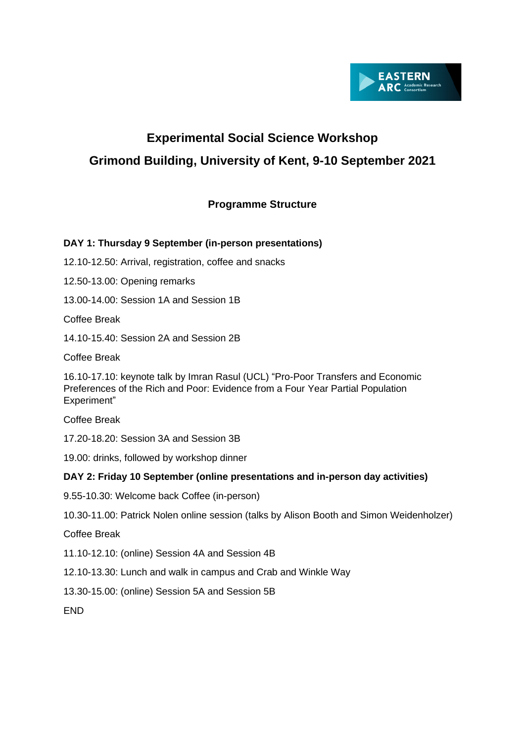# Experimental Social Science Workshop

# Grimond Building, University of Kent, 9-10 September 2021

## Programme Structure

**DAY 1: Thursday 9 September (in-person presentations)**

12.10-12.50: Arrival, registration, coffee and snacks

12.50-13.00: Opening remarks

13.00-14.00: Session 1A and Session 1B

Coffee Break

14.10-15.40: Session 2A and Session 2B

Coffee Break

16.10-17.10: keynote talk by Imran Rasul (UCL) "Pro-Poor Transfers and Economic Preferences of the Rich and Poor: Evidence from a Four Year Partial Population Experiment"

Coffee Break

17.20-18.20: Session 3A and Session 3B

19.00: drinks, followed by workshop dinner

**DAY 2: Friday 10 September (online presentations and in-person day activities)**

9.55-10.30: Welcome back Coffee (in-person)

10.30-11.00: Patrick Nolen online session (talks by Alison Booth and Simon Weidenholzer)

Coffee Break

11.10-12.10: (online) Session 4A and Session 4B

12.10-13.30: Lunch and walk in campus and Crab and Winkle Way

13.30-15.00: (online) Session 5A and Session 5B

END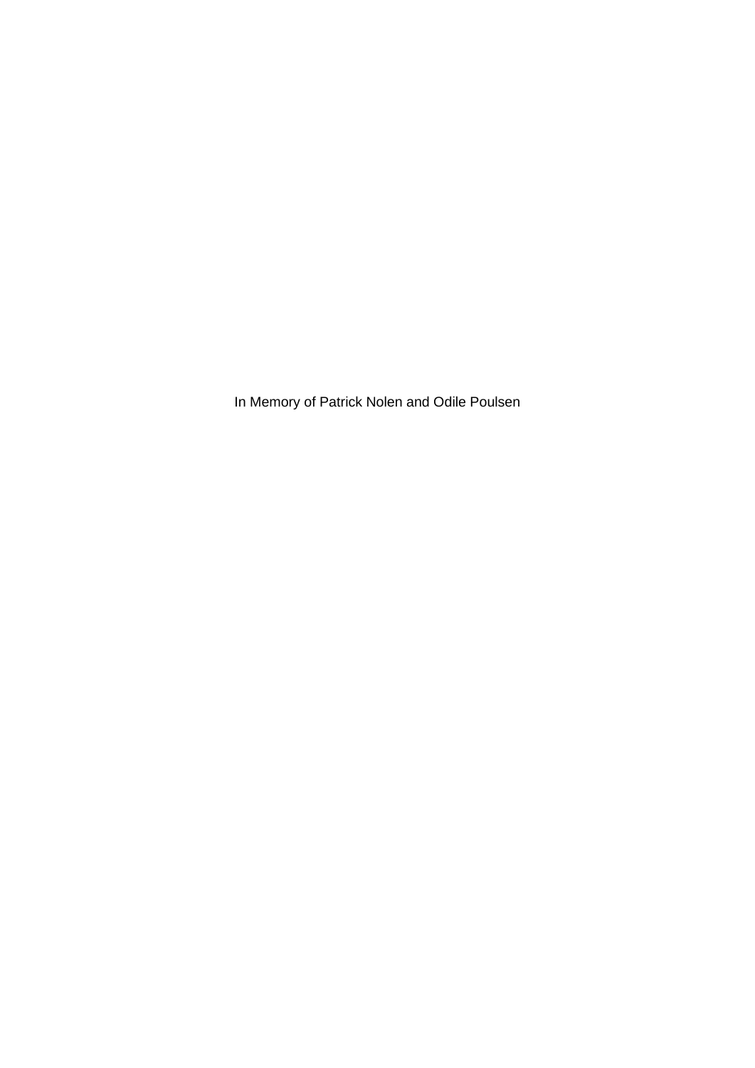In Memory of Patrick Nolen and Odile Poulsen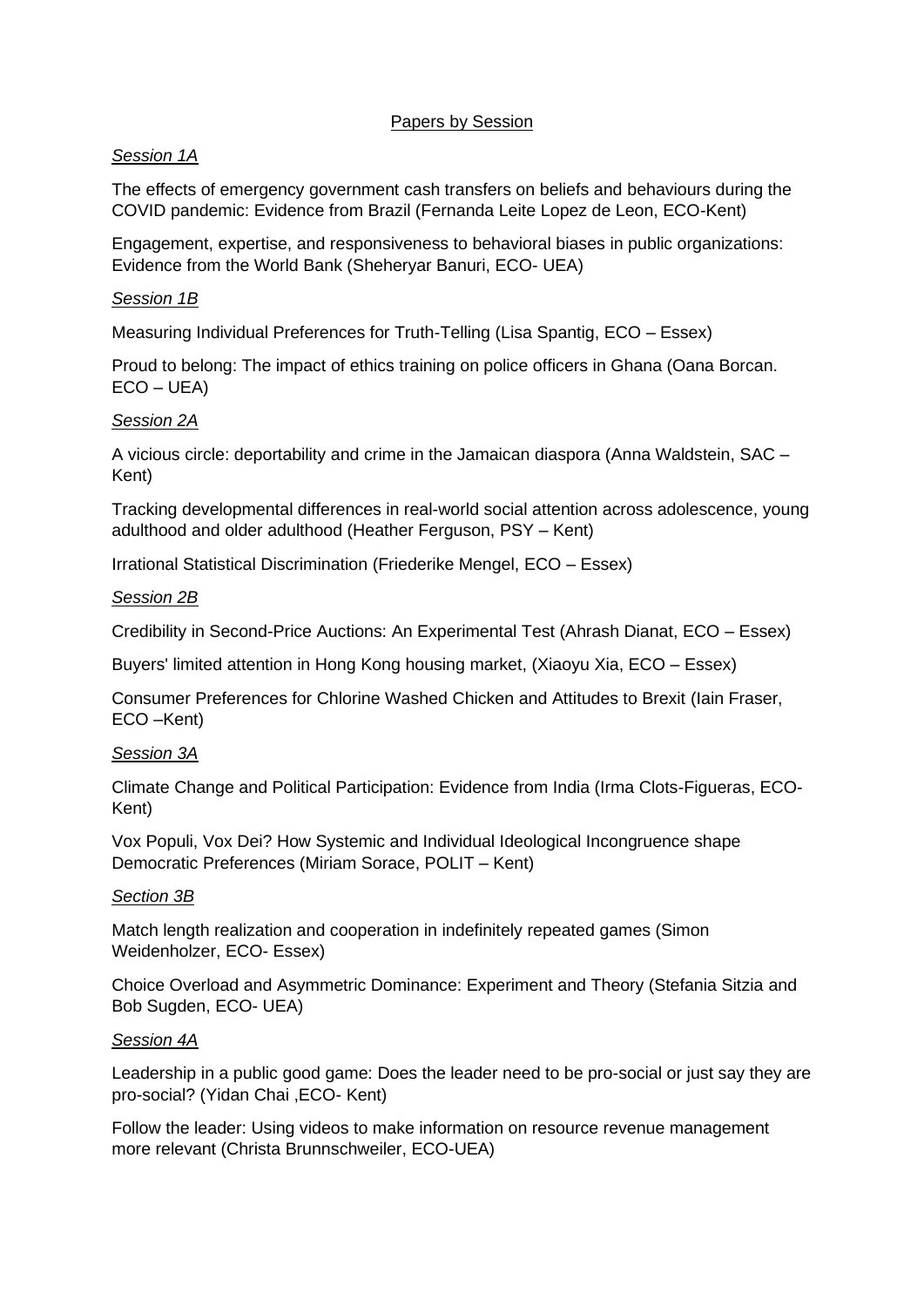Papers by Session

*Session 1A*

The effects of emergency government cash transfers on beliefs and behaviours during the COVID pandemic: Evidence from Brazil (Fernanda Leite Lopez de Leon, ECO-Kent)

Engagement, expertise, and responsiveness to behavioral biases in public organizations: Evidence from the World Bank (Sheheryar Banuri, ECO- UEA)

*Session 1B*

Measuring Individual Preferences for Truth-Telling (Lisa Spantig, ECO – Essex)

Proud to belong: The impact of ethics training on police officers in Ghana (Oana Borcan. ECO – UEA)

*Session 2A*

A vicious circle: deportability and crime in the Jamaican diaspora (Anna Waldstein, SAC – Kent)

Tracking developmental differences in real-world social attention across adolescence, young adulthood and older adulthood (Heather Ferguson, PSY – Kent)

Irrational Statistical Discrimination (Friederike Mengel, ECO – Essex)

*Session 2B*

Credibility in Second-Price Auctions: An Experimental Test (Ahrash Dianat, ECO – Essex)

Buyers' limited attention in Hong Kong housing market, (Xiaoyu Xia, ECO – Essex)

Consumer Preferences for Chlorine Washed Chicken and Attitudes to Brexit (Iain Fraser, ECO –Kent)

*Session 3A*

Climate Change and Political Participation: Evidence from India (Irma Clots-Figueras, ECO-Kent)

Vox Populi, Vox Dei? How Systemic and Individual Ideological Incongruence shape Democratic Preferences (Miriam Sorace, POLIT – Kent)

*Section 3B*

Match length realization and cooperation in indefinitely repeated games (Simon Weidenholzer, ECO- Essex)

Choice Overload and Asymmetric Dominance: Experiment and Theory (Stefania Sitzia and Bob Sugden, ECO- UEA)

*Session 4A*

Leadership in a public good game: Does the leader need to be pro-social or just say they are pro-social? (Yidan Chai ,ECO- Kent)

Follow the leader: Using videos to make information on resource revenue management more relevant (Christa Brunnschweiler, ECO-UEA)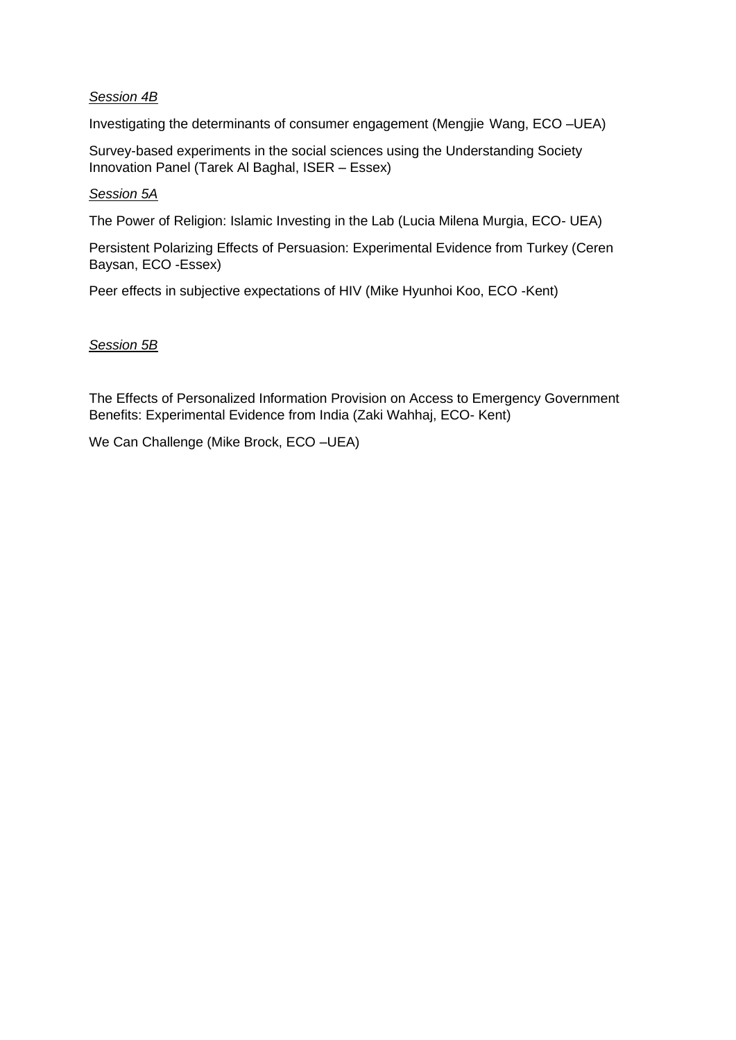*Session 4B*

Investigating the determinants of consumer engagement (Mengjie Wang, ECO –UEA)

Survey-based experiments in the social sciences using the Understanding Society Innovation Panel (Tarek Al Baghal, ISER – Essex)

*Session 5A*

The Power of Religion: Islamic Investing in the Lab (Lucia Milena Murgia, ECO- UEA)

Persistent Polarizing Effects of Persuasion: Experimental Evidence from Turkey (Ceren Baysan, ECO -Essex)

Peer effects in subjective expectations of HIV (Mike Hyunhoi Koo, ECO -Kent)

*Session 5B*

The Effects of Personalized Information Provision on Access to Emergency Government Benefits: Experimental Evidence from India (Zaki Wahhaj, ECO- Kent)

We Can Challenge (Mike Brock, ECO –UEA)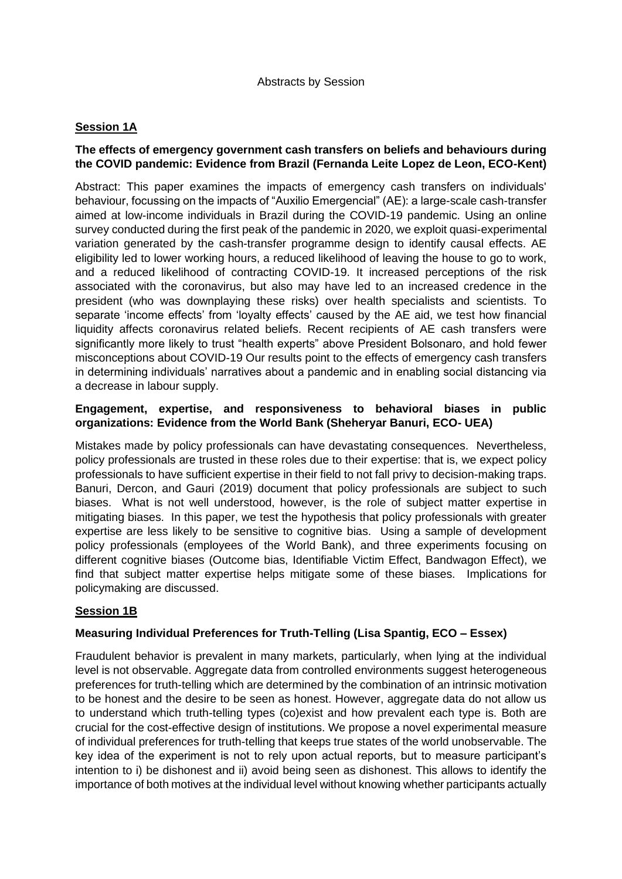Abstracts by Session

## Session 1A

### The effects of emergency government cash transfers on beliefs and behaviours during the COVID pandemic: Evidence from Brazil (Fernanda Leite Lopez de Leon, ECO-Kent)

Abstract: This paper examines the impacts of emergency cash transfers on individuals' behaviour, focussing on the impacts of "Auxilio Emergencial" (AE): a large-scale cash-transfer aimed at low-income individuals in Brazil during the COVID-19 pandemic. Using an online survey conducted during the first peak of the pandemic in 2020, we exploit quasi-experimental variation generated by the cash-transfer programme design to identify causal effects. AE eligibility led to lower working hours, a reduced likelihood of leaving the house to go to work, and a reduced likelihood of contracting COVID-19. It increased perceptions of the risk associated with the coronavirus, but also may have led to an increased credence in the president (who was downplaying these risks) over health specialists and scientists. To separate 'income effects' from 'loyalty effects' caused by the AE aid, we test how financial liquidity affects coronavirus related beliefs. Recent recipients of AE cash transfers were significantly more likely to trust "health experts" above President Bolsonaro, and hold fewer misconceptions about COVID-19 Our results point to the effects of emergency cash transfers in determining individuals' narratives about a pandemic and in enabling social distancing via a decrease in labour supply.

### Engagement, expertise, and responsiveness to behavioral biases in public organizations: Evidence from the World Bank (Sheheryar Banuri, ECO- UEA)

Mistakes made by policy professionals can have devastating consequences. Nevertheless, policy professionals are trusted in these roles due to their expertise: that is, we expect policy professionals to have sufficient expertise in their field to not fall privy to decision-making traps. Banuri, Dercon, and Gauri (2019) document that policy professionals are subject to such biases. What is not well understood, however, is the role of subject matter expertise in mitigating biases. In this paper, we test the hypothesis that policy professionals with greater expertise are less likely to be sensitive to cognitive bias. Using a sample of development policy professionals (employees of the World Bank), and three experiments focusing on different cognitive biases (Outcome bias, Identifiable Victim Effect, Bandwagon Effect), we find that subject matter expertise helps mitigate some of these biases. Implications for policymaking are discussed.

## Session 1B

### Measuring Individual Preferences for Truth-Telling (Lisa Spantig, ECO – Essex)

Fraudulent behavior is prevalent in many markets, particularly, when lying at the individual level is not observable. Aggregate data from controlled environments suggest heterogeneous preferences for truth-telling which are determined by the combination of an intrinsic motivation to be honest and the desire to be seen as honest. However, aggregate data do not allow us to understand which truth-telling types (co)exist and how prevalent each type is. Both are crucial for the cost-effective design of institutions. We propose a novel experimental measure of individual preferences for truth-telling that keeps true states of the world unobservable. The key idea of the experiment is not to rely upon actual reports, but to measure participant's intention to i) be dishonest and ii) avoid being seen as dishonest. This allows to identify the importance of both motives at the individual level without knowing whether participants actually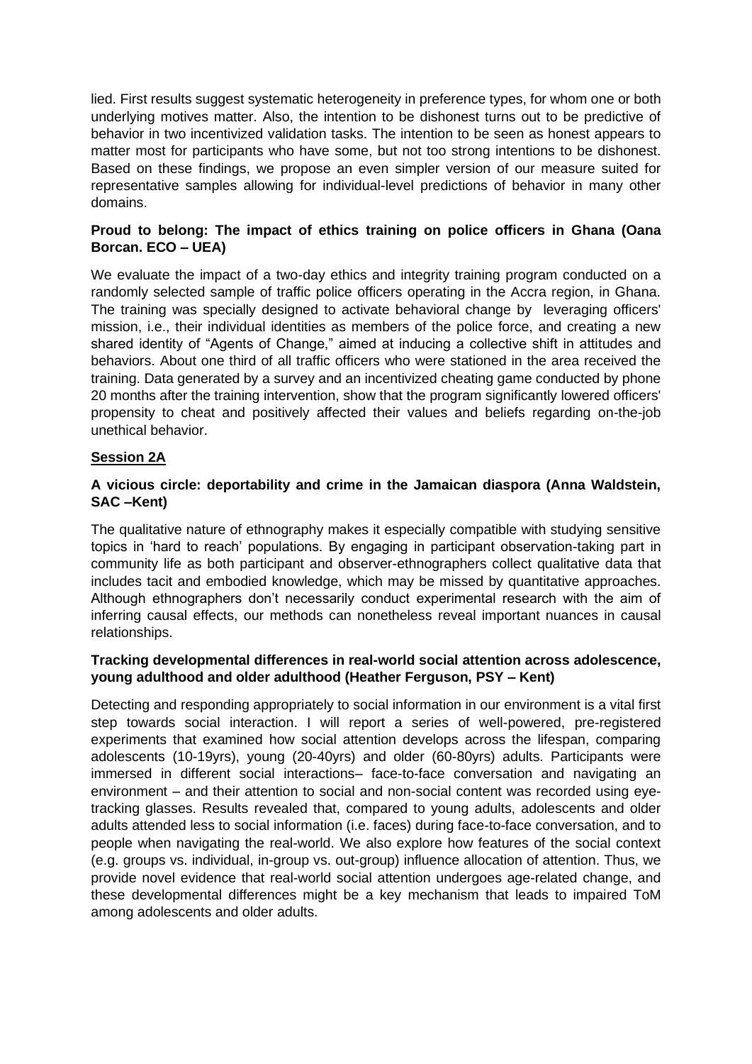lied. First results suggest systematic heterogeneity in preference types, for whom one or both underlying motives matter. Also, the intention to be dishonest turns out to be predictive of behavior in two incentivized validation tasks. The intention to be seen as honest appears to matter most for participants who have some, but not too strong intentions to be dishonest. Based on these findings, we propose an even simpler version of our measure suited for representative samples allowing for individual-level predictions of behavior in many other domains.

**Proud to belong: The impact of ethics training on police officers in Ghana (Oana Borcan. ECO – UEA)**

We evaluate the impact of a two-day ethics and integrity training program conducted on a randomly selected sample of traffic police officers operating in the Accra region, in Ghana. The training was specially designed to activate behavioral change by leveraging officers' mission, i.e., their individual identities as members of the police force, and creating a new shared identity of "Agents of Change," aimed at inducing a collective shift in attitudes and behaviors. About one third of all traffic officers who were stationed in the area received the training. Data generated by a survey and an incentivized cheating game conducted by phone 20 months after the training intervention, show that the program significantly lowered officers' propensity to cheat and positively affected their values and beliefs regarding on-the-job unethical behavior.

**Session 2A**

**A vicious circle: deportability and crime in the Jamaican diaspora (Anna Waldstein, SAC –Kent)**

The qualitative nature of ethnography makes it especially compatible with studying sensitive topics in 'hard to reach' populations. By engaging in participant observation-taking part in community life as both participant and observer-ethnographers collect qualitative data that includes tacit and embodied knowledge, which may be missed by quantitative approaches. Although ethnographers don't necessarily conduct experimental research with the aim of inferring causal effects, our methods can nonetheless reveal important nuances in causal relationships.

**Tracking developmental differences in real-world social attention across adolescence, young adulthood and older adulthood (Heather Ferguson, PSY – Kent)**

Detecting and responding appropriately to social information in our environment is a vital first step towards social interaction. I will report a series of well-powered, pre-registered experiments that examined how social attention develops across the lifespan, comparing adolescents (10-19yrs), young (20-40yrs) and older (60-80yrs) adults. Participants were immersed in different social interactions– face-to-face conversation and navigating an environment – and their attention to social and non-social content was recorded using eye-tracking glasses. Results revealed that, compared to young adults, adolescents and older adults attended less to social information (i.e. faces) during face-to-face conversation, and to people when navigating the real-world. We also explore how features of the social context (e.g. groups vs. individual, in-group vs. out-group) influence allocation of attention. Thus, we provide novel evidence that real-world social attention undergoes age-related change, and these developmental differences might be a key mechanism that leads to impaired ToM among adolescents and older adults.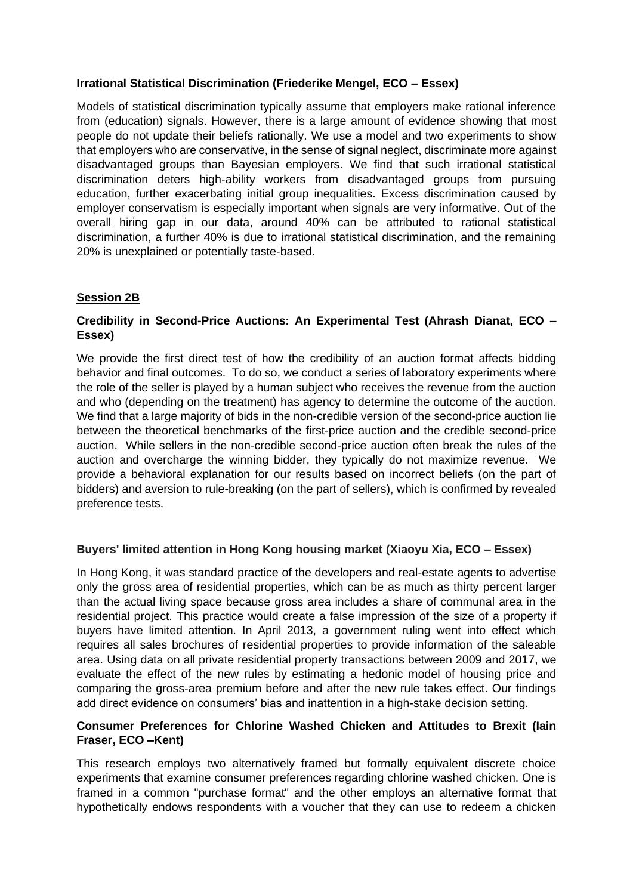**Irrational Statistical Discrimination (Friederike Mengel, ECO – Essex)**

Models of statistical discrimination typically assume that employers make rational inference from (education) signals. However, there is a large amount of evidence showing that most people do not update their beliefs rationally. We use a model and two experiments to show that employers who are conservative, in the sense of signal neglect, discriminate more against disadvantaged groups than Bayesian employers. We find that such irrational statistical discrimination deters high-ability workers from disadvantaged groups from pursuing education, further exacerbating initial group inequalities. Excess discrimination caused by employer conservatism is especially important when signals are very informative. Out of the overall hiring gap in our data, around 40% can be attributed to rational statistical discrimination, a further 40% is due to irrational statistical discrimination, and the remaining 20% is unexplained or potentially taste-based.

## Session 2B

**Credibility in Second-Price Auctions: An Experimental Test (Ahrash Dianat, ECO – Essex)**

We provide the first direct test of how the credibility of an auction format affects bidding behavior and final outcomes. To do so, we conduct a series of laboratory experiments where the role of the seller is played by a human subject who receives the revenue from the auction and who (depending on the treatment) has agency to determine the outcome of the auction. We find that a large majority of bids in the non-credible version of the second-price auction lie between the theoretical benchmarks of the first-price auction and the credible second-price auction. While sellers in the non-credible second-price auction often break the rules of the auction and overcharge the winning bidder, they typically do not maximize revenue. We provide a behavioral explanation for our results based on incorrect beliefs (on the part of bidders) and aversion to rule-breaking (on the part of sellers), which is confirmed by revealed preference tests.

**Buyers' limited attention in Hong Kong housing market (Xiaoyu Xia, ECO – Essex)**

In Hong Kong, it was standard practice of the developers and real-estate agents to advertise only the gross area of residential properties, which can be as much as thirty percent larger than the actual living space because gross area includes a share of communal area in the residential project. This practice would create a false impression of the size of a property if buyers have limited attention. In April 2013, a government ruling went into effect which requires all sales brochures of residential properties to provide information of the saleable area. Using data on all private residential property transactions between 2009 and 2017, we evaluate the effect of the new rules by estimating a hedonic model of housing price and comparing the gross-area premium before and after the new rule takes effect. Our findings add direct evidence on consumers' bias and inattention in a high-stake decision setting.

**Consumer Preferences for Chlorine Washed Chicken and Attitudes to Brexit (Iain Fraser, ECO –Kent)**

This research employs two alternatively framed but formally equivalent discrete choice experiments that examine consumer preferences regarding chlorine washed chicken. One is framed in a common "purchase format" and the other employs an alternative format that hypothetically endows respondents with a voucher that they can use to redeem a chicken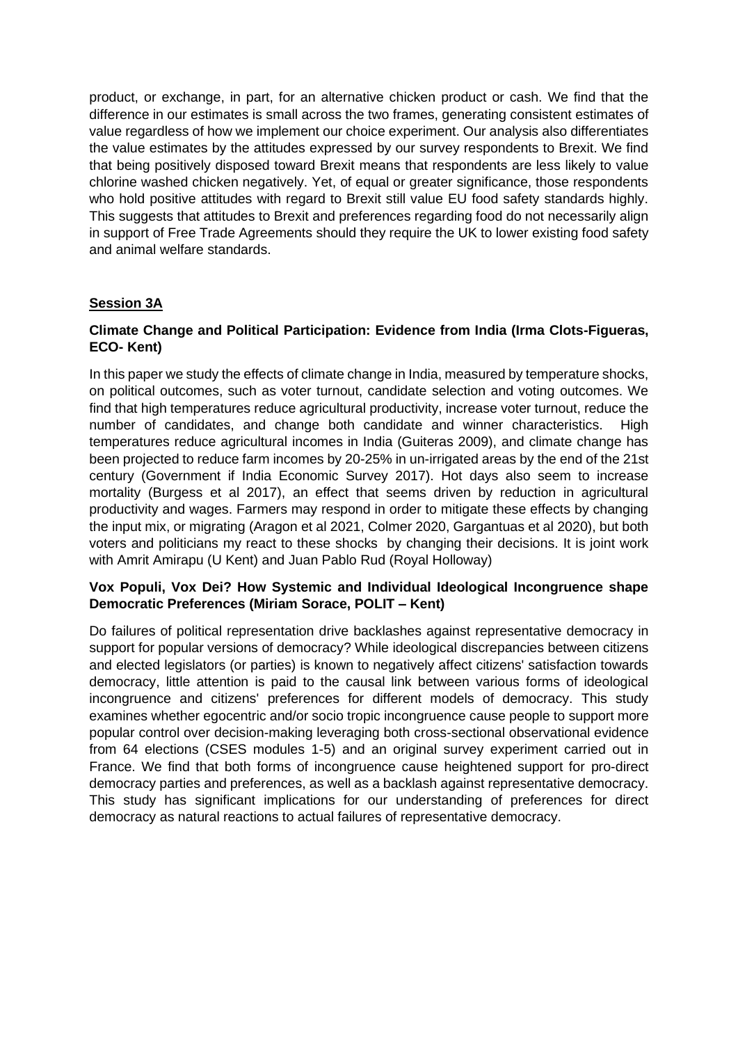product, or exchange, in part, for an alternative chicken product or cash. We find that the difference in our estimates is small across the two frames, generating consistent estimates of value regardless of how we implement our choice experiment. Our analysis also differentiates the value estimates by the attitudes expressed by our survey respondents to Brexit. We find that being positively disposed toward Brexit means that respondents are less likely to value chlorine washed chicken negatively. Yet, of equal or greater significance, those respondents who hold positive attitudes with regard to Brexit still value EU food safety standards highly. This suggests that attitudes to Brexit and preferences regarding food do not necessarily align in support of Free Trade Agreements should they require the UK to lower existing food safety and animal welfare standards.

## Session 3A

### Climate Change and Political Participation: Evidence from India (Irma Clots-Figueras, ECO- Kent)

In this paper we study the effects of climate change in India, measured by temperature shocks, on political outcomes, such as voter turnout, candidate selection and voting outcomes. We find that high temperatures reduce agricultural productivity, increase voter turnout, reduce the number of candidates, and change both candidate and winner characteristics. High temperatures reduce agricultural incomes in India (Guiteras 2009), and climate change has been projected to reduce farm incomes by 20-25% in un-irrigated areas by the end of the 21st century (Government if India Economic Survey 2017). Hot days also seem to increase mortality (Burgess et al 2017), an effect that seems driven by reduction in agricultural productivity and wages. Farmers may respond in order to mitigate these effects by changing the input mix, or migrating (Aragon et al 2021, Colmer 2020, Gargantuas et al 2020), but both voters and politicians my react to these shocks by changing their decisions. It is joint work with Amrit Amirapu (U Kent) and Juan Pablo Rud (Royal Holloway)

### Vox Populi, Vox Dei? How Systemic and Individual Ideological Incongruence shape Democratic Preferences (Miriam Sorace, POLIT – Kent)

Do failures of political representation drive backlashes against representative democracy in support for popular versions of democracy? While ideological discrepancies between citizens and elected legislators (or parties) is known to negatively affect citizens' satisfaction towards democracy, little attention is paid to the causal link between various forms of ideological incongruence and citizens' preferences for different models of democracy. This study examines whether egocentric and/or socio tropic incongruence cause people to support more popular control over decision-making leveraging both cross-sectional observational evidence from 64 elections (CSES modules 1-5) and an original survey experiment carried out in France. We find that both forms of incongruence cause heightened support for pro-direct democracy parties and preferences, as well as a backlash against representative democracy. This study has significant implications for our understanding of preferences for direct democracy as natural reactions to actual failures of representative democracy.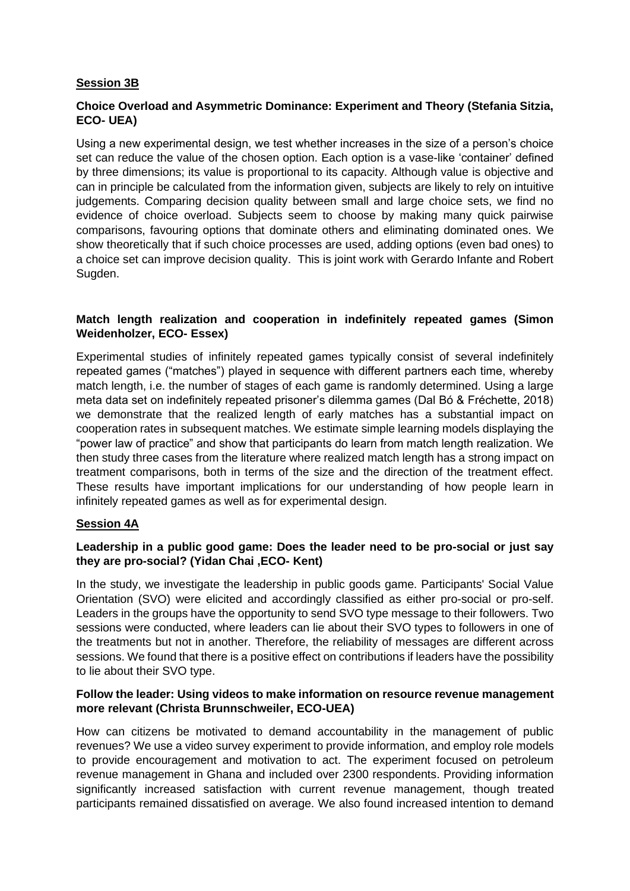**Session 3B**

**Choice Overload and Asymmetric Dominance: Experiment and Theory (Stefania Sitzia, ECO- UEA)**

Using a new experimental design, we test whether increases in the size of a person's choice set can reduce the value of the chosen option. Each option is a vase-like 'container' defined by three dimensions; its value is proportional to its capacity. Although value is objective and can in principle be calculated from the information given, subjects are likely to rely on intuitive judgements. Comparing decision quality between small and large choice sets, we find no evidence of choice overload. Subjects seem to choose by making many quick pairwise comparisons, favouring options that dominate others and eliminating dominated ones. We show theoretically that if such choice processes are used, adding options (even bad ones) to a choice set can improve decision quality. This is joint work with Gerardo Infante and Robert Sugden.

**Match length realization and cooperation in indefinitely repeated games (Simon Weidenholzer, ECO- Essex)**

Experimental studies of infinitely repeated games typically consist of several indefinitely repeated games ("matches") played in sequence with different partners each time, whereby match length, i.e. the number of stages of each game is randomly determined. Using a large meta data set on indefinitely repeated prisoner's dilemma games (Dal Bó & Fréchette, 2018) we demonstrate that the realized length of early matches has a substantial impact on cooperation rates in subsequent matches. We estimate simple learning models displaying the "power law of practice" and show that participants do learn from match length realization. We then study three cases from the literature where realized match length has a strong impact on treatment comparisons, both in terms of the size and the direction of the treatment effect. These results have important implications for our understanding of how people learn in infinitely repeated games as well as for experimental design.

**Session 4A**

**Leadership in a public good game: Does the leader need to be pro-social or just say they are pro-social? (Yidan Chai ,ECO- Kent)**

In the study, we investigate the leadership in public goods game. Participants' Social Value Orientation (SVO) were elicited and accordingly classified as either pro-social or pro-self. Leaders in the groups have the opportunity to send SVO type message to their followers. Two sessions were conducted, where leaders can lie about their SVO types to followers in one of the treatments but not in another. Therefore, the reliability of messages are different across sessions. We found that there is a positive effect on contributions if leaders have the possibility to lie about their SVO type.

**Follow the leader: Using videos to make information on resource revenue management more relevant (Christa Brunnschweiler, ECO-UEA)**

How can citizens be motivated to demand accountability in the management of public revenues? We use a video survey experiment to provide information, and employ role models to provide encouragement and motivation to act. The experiment focused on petroleum revenue management in Ghana and included over 2300 respondents. Providing information significantly increased satisfaction with current revenue management, though treated participants remained dissatisfied on average. We also found increased intention to demand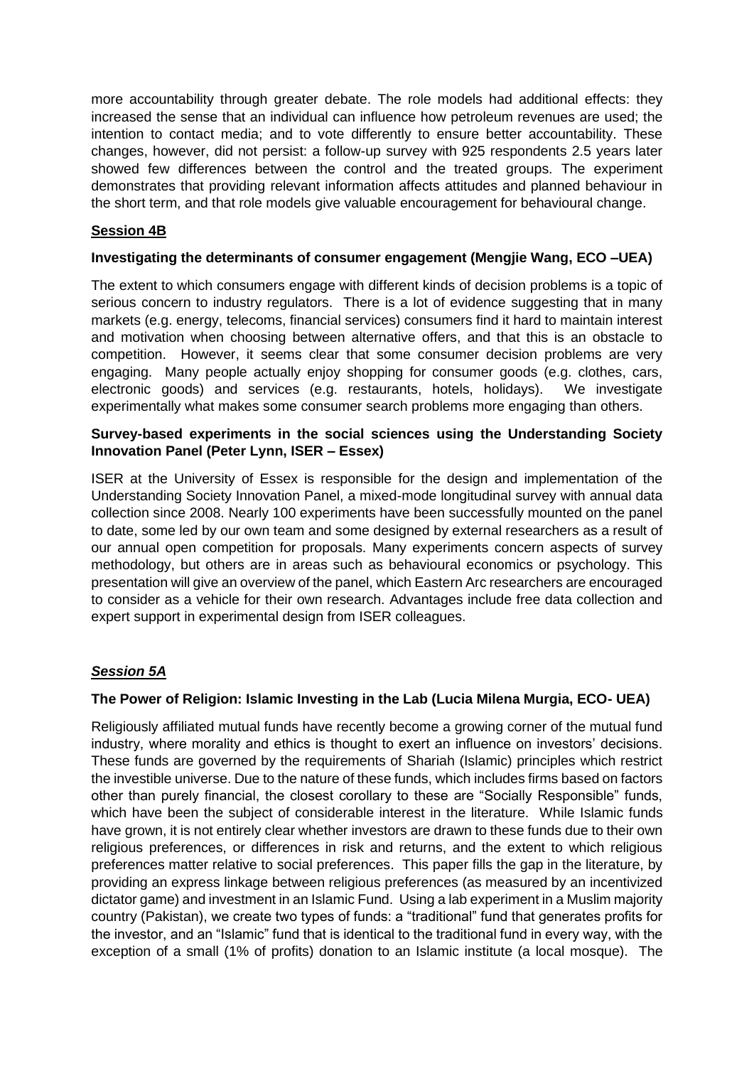more accountability through greater debate. The role models had additional effects: they increased the sense that an individual can influence how petroleum revenues are used; the intention to contact media; and to vote differently to ensure better accountability. These changes, however, did not persist: a follow-up survey with 925 respondents 2.5 years later showed few differences between the control and the treated groups. The experiment demonstrates that providing relevant information affects attitudes and planned behaviour in the short term, and that role models give valuable encouragement for behavioural change.

## Session 4B

### Investigating the determinants of consumer engagement (Mengjie Wang, ECO –UEA)

The extent to which consumers engage with different kinds of decision problems is a topic of serious concern to industry regulators. There is a lot of evidence suggesting that in many markets (e.g. energy, telecoms, financial services) consumers find it hard to maintain interest and motivation when choosing between alternative offers, and that this is an obstacle to competition. However, it seems clear that some consumer decision problems are very engaging. Many people actually enjoy shopping for consumer goods (e.g. clothes, cars, electronic goods) and services (e.g. restaurants, hotels, holidays). We investigate experimentally what makes some consumer search problems more engaging than others.

### Survey-based experiments in the social sciences using the Understanding Society Innovation Panel (Peter Lynn, ISER – Essex)

ISER at the University of Essex is responsible for the design and implementation of the Understanding Society Innovation Panel, a mixed-mode longitudinal survey with annual data collection since 2008. Nearly 100 experiments have been successfully mounted on the panel to date, some led by our own team and some designed by external researchers as a result of our annual open competition for proposals. Many experiments concern aspects of survey methodology, but others are in areas such as behavioural economics or psychology. This presentation will give an overview of the panel, which Eastern Arc researchers are encouraged to consider as a vehicle for their own research. Advantages include free data collection and expert support in experimental design from ISER colleagues.

## *Session 5A*

### The Power of Religion: Islamic Investing in the Lab (Lucia Milena Murgia, ECO- UEA)

Religiously affiliated mutual funds have recently become a growing corner of the mutual fund industry, where morality and ethics is thought to exert an influence on investors' decisions. These funds are governed by the requirements of Shariah (Islamic) principles which restrict the investible universe. Due to the nature of these funds, which includes firms based on factors other than purely financial, the closest corollary to these are "Socially Responsible" funds, which have been the subject of considerable interest in the literature. While Islamic funds have grown, it is not entirely clear whether investors are drawn to these funds due to their own religious preferences, or differences in risk and returns, and the extent to which religious preferences matter relative to social preferences. This paper fills the gap in the literature, by providing an express linkage between religious preferences (as measured by an incentivized dictator game) and investment in an Islamic Fund. Using a lab experiment in a Muslim majority country (Pakistan), we create two types of funds: a "traditional" fund that generates profits for the investor, and an "Islamic" fund that is identical to the traditional fund in every way, with the exception of a small (1% of profits) donation to an Islamic institute (a local mosque). The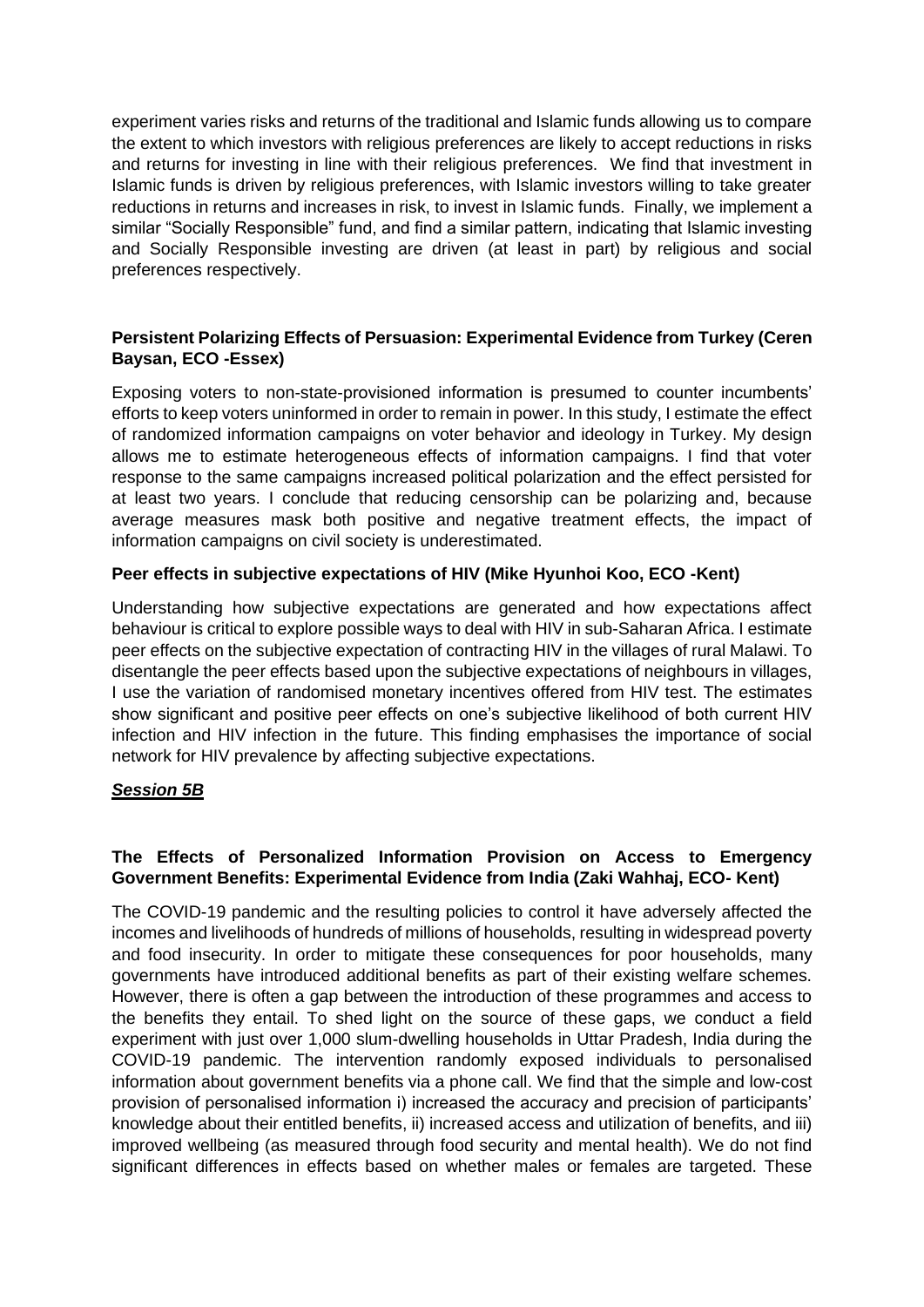experiment varies risks and returns of the traditional and Islamic funds allowing us to compare the extent to which investors with religious preferences are likely to accept reductions in risks and returns for investing in line with their religious preferences. We find that investment in Islamic funds is driven by religious preferences, with Islamic investors willing to take greater reductions in returns and increases in risk, to invest in Islamic funds. Finally, we implement a similar "Socially Responsible" fund, and find a similar pattern, indicating that Islamic investing and Socially Responsible investing are driven (at least in part) by religious and social preferences respectively.

**Persistent Polarizing Effects of Persuasion: Experimental Evidence from Turkey (Ceren Baysan, ECO -Essex)**

Exposing voters to non-state-provisioned information is presumed to counter incumbents' efforts to keep voters uninformed in order to remain in power. In this study, I estimate the effect of randomized information campaigns on voter behavior and ideology in Turkey. My design allows me to estimate heterogeneous effects of information campaigns. I find that voter response to the same campaigns increased political polarization and the effect persisted for at least two years. I conclude that reducing censorship can be polarizing and, because average measures mask both positive and negative treatment effects, the impact of information campaigns on civil society is underestimated.

**Peer effects in subjective expectations of HIV (Mike Hyunhoi Koo, ECO -Kent)**

Understanding how subjective expectations are generated and how expectations affect behaviour is critical to explore possible ways to deal with HIV in sub-Saharan Africa. I estimate peer effects on the subjective expectation of contracting HIV in the villages of rural Malawi. To disentangle the peer effects based upon the subjective expectations of neighbours in villages, I use the variation of randomised monetary incentives offered from HIV test. The estimates show significant and positive peer effects on one's subjective likelihood of both current HIV infection and HIV infection in the future. This finding emphasises the importance of social network for HIV prevalence by affecting subjective expectations.

***Session 5B***

**The Effects of Personalized Information Provision on Access to Emergency Government Benefits: Experimental Evidence from India (Zaki Wahhaj, ECO- Kent)**

The COVID-19 pandemic and the resulting policies to control it have adversely affected the incomes and livelihoods of hundreds of millions of households, resulting in widespread poverty and food insecurity. In order to mitigate these consequences for poor households, many governments have introduced additional benefits as part of their existing welfare schemes. However, there is often a gap between the introduction of these programmes and access to the benefits they entail. To shed light on the source of these gaps, we conduct a field experiment with just over 1,000 slum-dwelling households in Uttar Pradesh, India during the COVID-19 pandemic. The intervention randomly exposed individuals to personalised information about government benefits via a phone call. We find that the simple and low-cost provision of personalised information i) increased the accuracy and precision of participants' knowledge about their entitled benefits, ii) increased access and utilization of benefits, and iii) improved wellbeing (as measured through food security and mental health). We do not find significant differences in effects based on whether males or females are targeted. These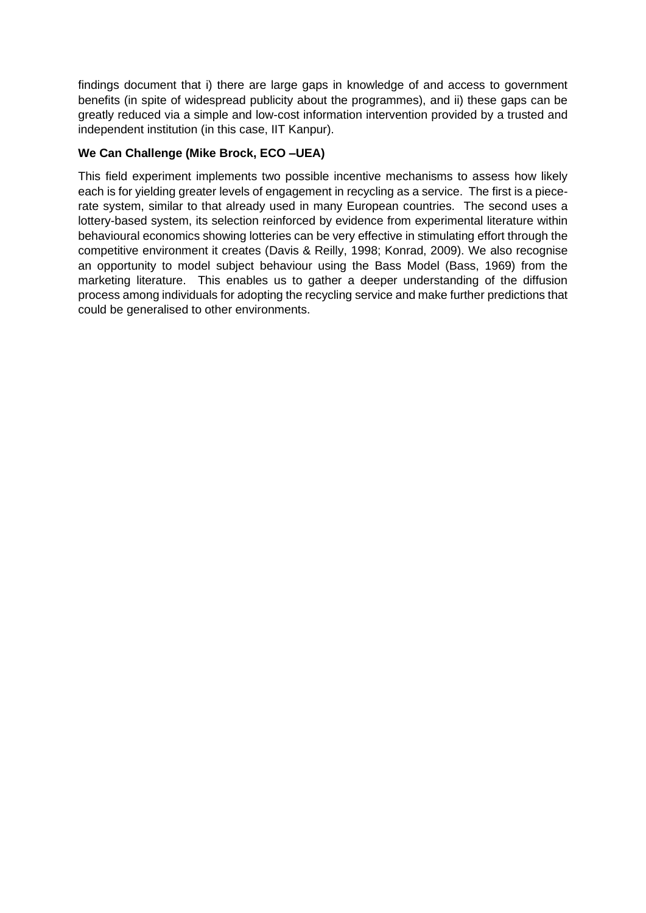findings document that i) there are large gaps in knowledge of and access to government benefits (in spite of widespread publicity about the programmes), and ii) these gaps can be greatly reduced via a simple and low-cost information intervention provided by a trusted and independent institution (in this case, IIT Kanpur).

**We Can Challenge (Mike Brock, ECO –UEA)**

This field experiment implements two possible incentive mechanisms to assess how likely each is for yielding greater levels of engagement in recycling as a service. The first is a piece-rate system, similar to that already used in many European countries. The second uses a lottery-based system, its selection reinforced by evidence from experimental literature within behavioural economics showing lotteries can be very effective in stimulating effort through the competitive environment it creates (Davis & Reilly, 1998; Konrad, 2009). We also recognise an opportunity to model subject behaviour using the Bass Model (Bass, 1969) from the marketing literature. This enables us to gather a deeper understanding of the diffusion process among individuals for adopting the recycling service and make further predictions that could be generalised to other environments.